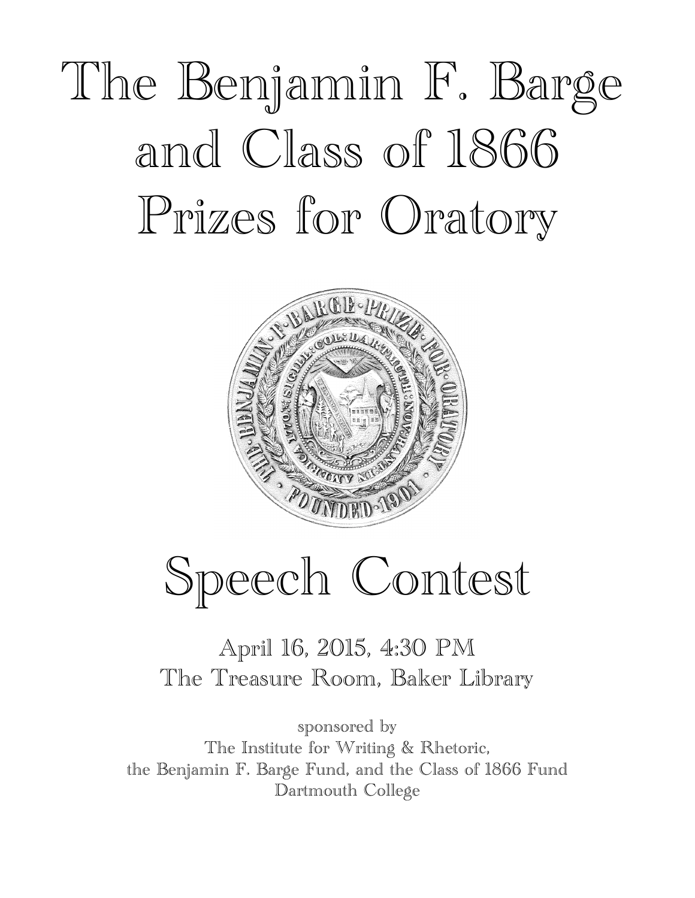# The Benjamin F. Barge and Class of 1866 Prizes for Oratory

# Speech Contest

April 16, 2015, 4:30 PM
The Treasure Room, Baker Library

sponsored by
The Institute for Writing & Rhetoric,
the Benjamin F. Barge Fund, and the Class of 1866 Fund
Dartmouth College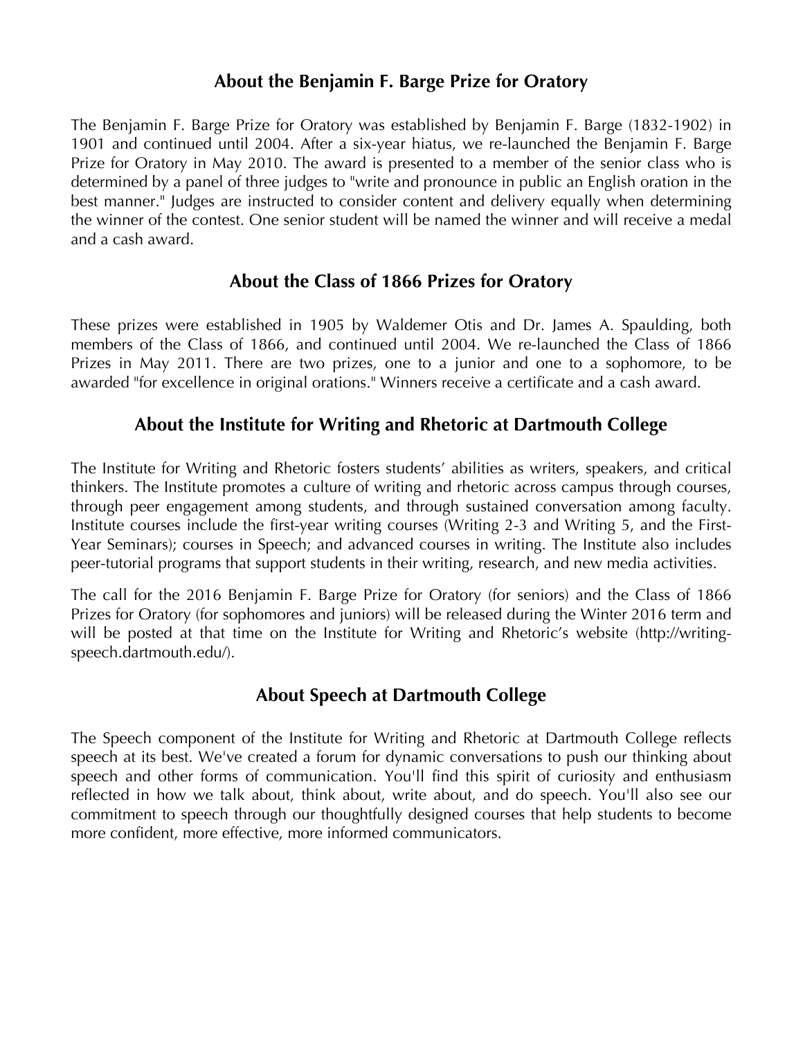## About the Benjamin F. Barge Prize for Oratory

The Benjamin F. Barge Prize for Oratory was established by Benjamin F. Barge (1832-1902) in 1901 and continued until 2004. After a six-year hiatus, we re-launched the Benjamin F. Barge Prize for Oratory in May 2010. The award is presented to a member of the senior class who is determined by a panel of three judges to "write and pronounce in public an English oration in the best manner." Judges are instructed to consider content and delivery equally when determining the winner of the contest. One senior student will be named the winner and will receive a medal and a cash award.

## About the Class of 1866 Prizes for Oratory

These prizes were established in 1905 by Waldemer Otis and Dr. James A. Spaulding, both members of the Class of 1866, and continued until 2004. We re-launched the Class of 1866 Prizes in May 2011. There are two prizes, one to a junior and one to a sophomore, to be awarded "for excellence in original orations." Winners receive a certificate and a cash award.

## About the Institute for Writing and Rhetoric at Dartmouth College

The Institute for Writing and Rhetoric fosters students' abilities as writers, speakers, and critical thinkers. The Institute promotes a culture of writing and rhetoric across campus through courses, through peer engagement among students, and through sustained conversation among faculty. Institute courses include the first-year writing courses (Writing 2-3 and Writing 5, and the First-Year Seminars); courses in Speech; and advanced courses in writing. The Institute also includes peer-tutorial programs that support students in their writing, research, and new media activities.

The call for the 2016 Benjamin F. Barge Prize for Oratory (for seniors) and the Class of 1866 Prizes for Oratory (for sophomores and juniors) will be released during the Winter 2016 term and will be posted at that time on the Institute for Writing and Rhetoric's website (http://writing-speech.dartmouth.edu/).

## About Speech at Dartmouth College

The Speech component of the Institute for Writing and Rhetoric at Dartmouth College reflects speech at its best. We've created a forum for dynamic conversations to push our thinking about speech and other forms of communication. You'll find this spirit of curiosity and enthusiasm reflected in how we talk about, think about, write about, and do speech. You'll also see our commitment to speech through our thoughtfully designed courses that help students to become more confident, more effective, more informed communicators.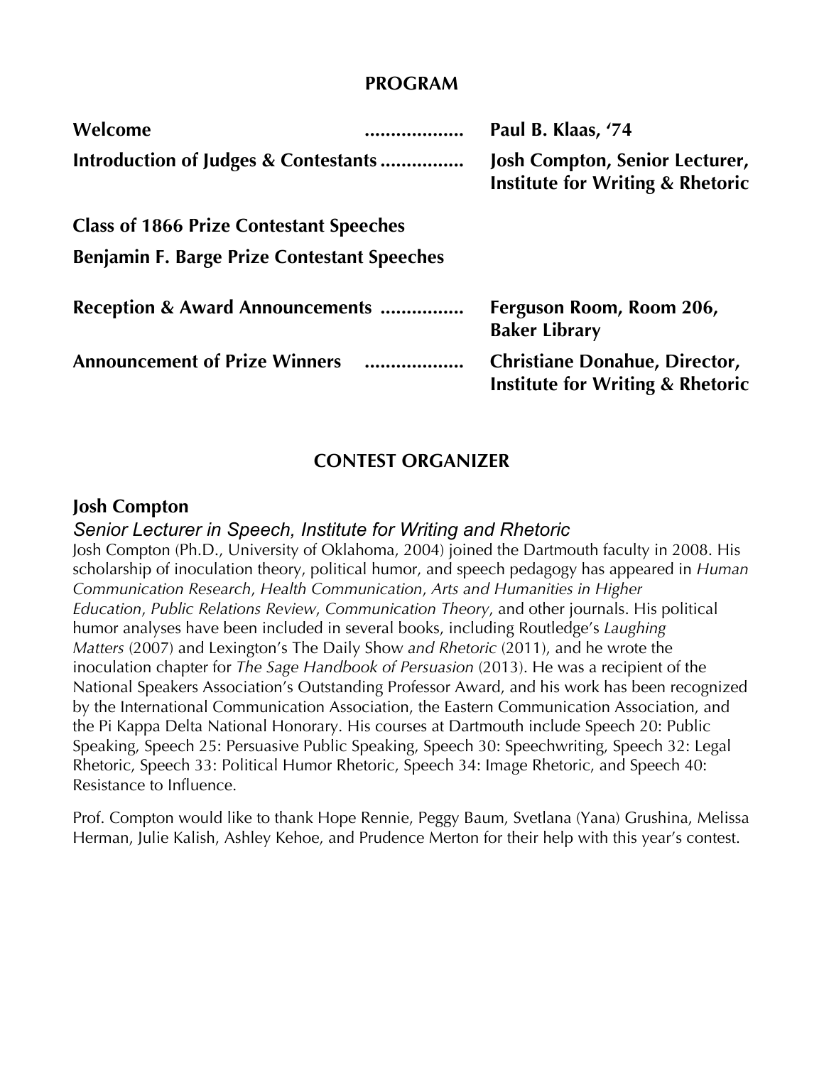## PROGRAM

**Welcome** .................. **Paul B. Klaas, '74**

**Introduction of Judges & Contestants** ................ **Josh Compton, Senior Lecturer, Institute for Writing & Rhetoric**

**Class of 1866 Prize Contestant Speeches**

**Benjamin F. Barge Prize Contestant Speeches**

**Reception & Award Announcements** ................ **Ferguson Room, Room 206, Baker Library**

**Announcement of Prize Winners** .................. **Christiane Donahue, Director, Institute for Writing & Rhetoric**

## CONTEST ORGANIZER

### Josh Compton

*Senior Lecturer in Speech, Institute for Writing and Rhetoric*

Josh Compton (Ph.D., University of Oklahoma, 2004) joined the Dartmouth faculty in 2008. His scholarship of inoculation theory, political humor, and speech pedagogy has appeared in *Human Communication Research*, *Health Communication*, *Arts and Humanities in Higher Education*, *Public Relations Review*, *Communication Theory*, and other journals. His political humor analyses have been included in several books, including Routledge's *Laughing Matters* (2007) and Lexington's The Daily Show *and Rhetoric* (2011), and he wrote the inoculation chapter for *The Sage Handbook of Persuasion* (2013). He was a recipient of the National Speakers Association's Outstanding Professor Award, and his work has been recognized by the International Communication Association, the Eastern Communication Association, and the Pi Kappa Delta National Honorary. His courses at Dartmouth include Speech 20: Public Speaking, Speech 25: Persuasive Public Speaking, Speech 30: Speechwriting, Speech 32: Legal Rhetoric, Speech 33: Political Humor Rhetoric, Speech 34: Image Rhetoric, and Speech 40: Resistance to Influence.

Prof. Compton would like to thank Hope Rennie, Peggy Baum, Svetlana (Yana) Grushina, Melissa Herman, Julie Kalish, Ashley Kehoe, and Prudence Merton for their help with this year's contest.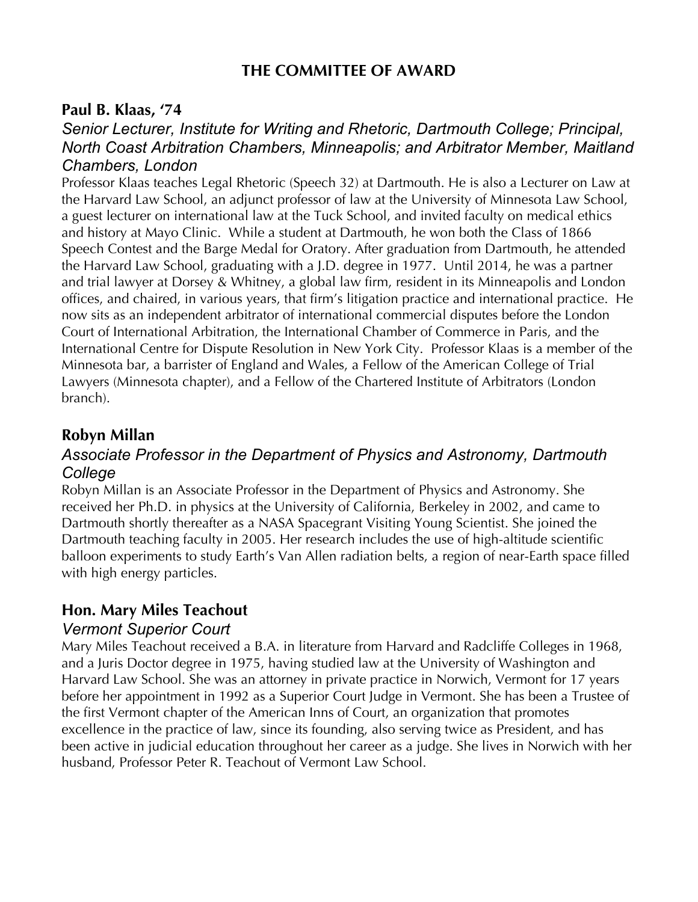# THE COMMITTEE OF AWARD

## Paul B. Klaas, '74

*Senior Lecturer, Institute for Writing and Rhetoric, Dartmouth College; Principal, North Coast Arbitration Chambers, Minneapolis; and Arbitrator Member, Maitland Chambers, London*

Professor Klaas teaches Legal Rhetoric (Speech 32) at Dartmouth. He is also a Lecturer on Law at the Harvard Law School, an adjunct professor of law at the University of Minnesota Law School, a guest lecturer on international law at the Tuck School, and invited faculty on medical ethics and history at Mayo Clinic. While a student at Dartmouth, he won both the Class of 1866 Speech Contest and the Barge Medal for Oratory. After graduation from Dartmouth, he attended the Harvard Law School, graduating with a J.D. degree in 1977. Until 2014, he was a partner and trial lawyer at Dorsey & Whitney, a global law firm, resident in its Minneapolis and London offices, and chaired, in various years, that firm's litigation practice and international practice. He now sits as an independent arbitrator of international commercial disputes before the London Court of International Arbitration, the International Chamber of Commerce in Paris, and the International Centre for Dispute Resolution in New York City. Professor Klaas is a member of the Minnesota bar, a barrister of England and Wales, a Fellow of the American College of Trial Lawyers (Minnesota chapter), and a Fellow of the Chartered Institute of Arbitrators (London branch).

## Robyn Millan

*Associate Professor in the Department of Physics and Astronomy, Dartmouth College*

Robyn Millan is an Associate Professor in the Department of Physics and Astronomy. She received her Ph.D. in physics at the University of California, Berkeley in 2002, and came to Dartmouth shortly thereafter as a NASA Spacegrant Visiting Young Scientist. She joined the Dartmouth teaching faculty in 2005. Her research includes the use of high-altitude scientific balloon experiments to study Earth's Van Allen radiation belts, a region of near-Earth space filled with high energy particles.

## Hon. Mary Miles Teachout

*Vermont Superior Court*

Mary Miles Teachout received a B.A. in literature from Harvard and Radcliffe Colleges in 1968, and a Juris Doctor degree in 1975, having studied law at the University of Washington and Harvard Law School. She was an attorney in private practice in Norwich, Vermont for 17 years before her appointment in 1992 as a Superior Court Judge in Vermont. She has been a Trustee of the first Vermont chapter of the American Inns of Court, an organization that promotes excellence in the practice of law, since its founding, also serving twice as President, and has been active in judicial education throughout her career as a judge. She lives in Norwich with her husband, Professor Peter R. Teachout of Vermont Law School.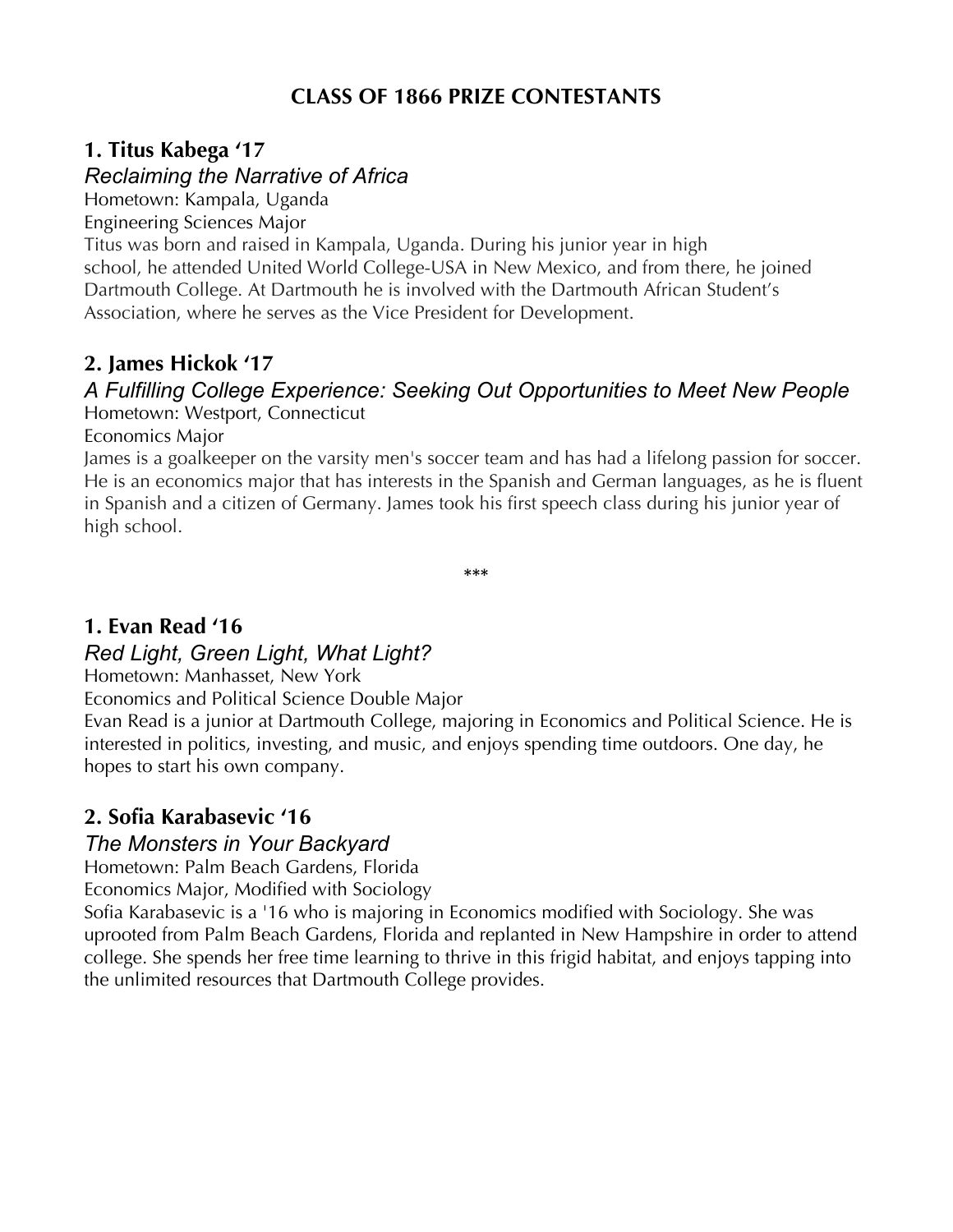# CLASS OF 1866 PRIZE CONTESTANTS

## 1. Titus Kabega '17

*Reclaiming the Narrative of Africa*

Hometown: Kampala, Uganda

Engineering Sciences Major

Titus was born and raised in Kampala, Uganda. During his junior year in high school, he attended United World College-USA in New Mexico, and from there, he joined Dartmouth College. At Dartmouth he is involved with the Dartmouth African Student's Association, where he serves as the Vice President for Development.

## 2. James Hickok '17

*A Fulfilling College Experience: Seeking Out Opportunities to Meet New People*

Hometown: Westport, Connecticut

Economics Major

James is a goalkeeper on the varsity men's soccer team and has had a lifelong passion for soccer. He is an economics major that has interests in the Spanish and German languages, as he is fluent in Spanish and a citizen of Germany. James took his first speech class during his junior year of high school.

***

## 1. Evan Read '16

*Red Light, Green Light, What Light?*

Hometown: Manhasset, New York

Economics and Political Science Double Major

Evan Read is a junior at Dartmouth College, majoring in Economics and Political Science. He is interested in politics, investing, and music, and enjoys spending time outdoors. One day, he hopes to start his own company.

## 2. Sofia Karabasevic '16

*The Monsters in Your Backyard*

Hometown: Palm Beach Gardens, Florida

Economics Major, Modified with Sociology

Sofia Karabasevic is a '16 who is majoring in Economics modified with Sociology. She was uprooted from Palm Beach Gardens, Florida and replanted in New Hampshire in order to attend college. She spends her free time learning to thrive in this frigid habitat, and enjoys tapping into the unlimited resources that Dartmouth College provides.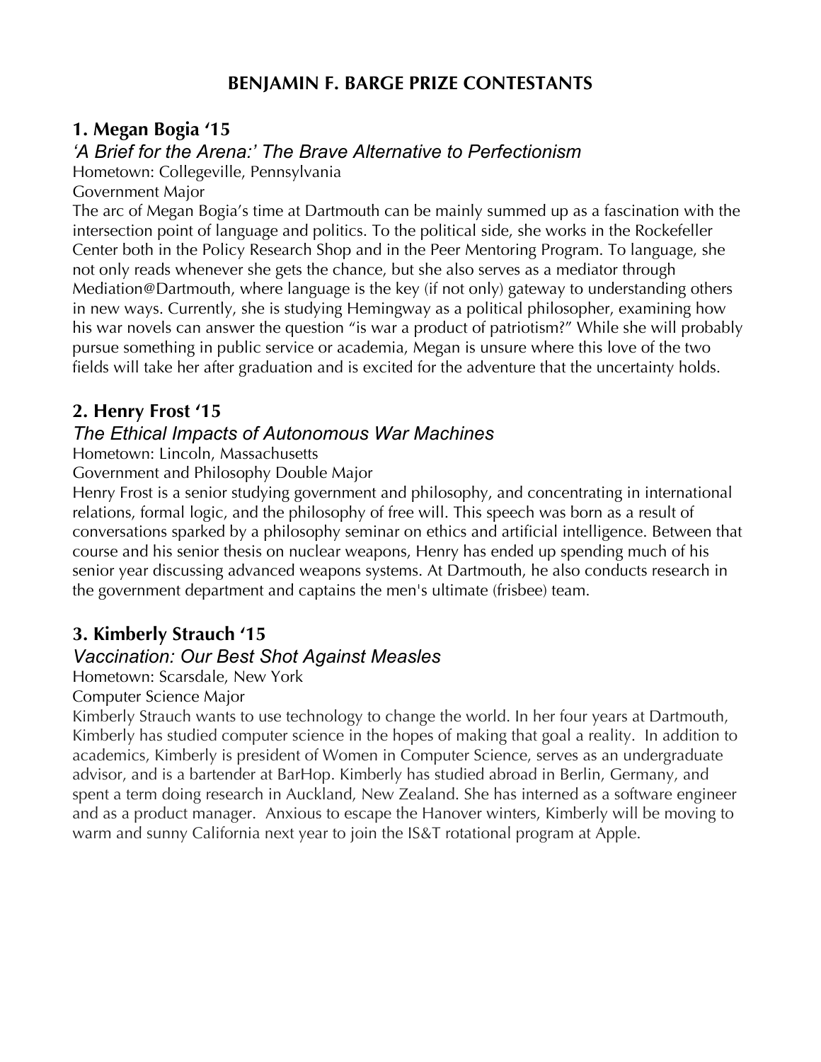# BENJAMIN F. BARGE PRIZE CONTESTANTS

## 1. Megan Bogia '15

### *'A Brief for the Arena:' The Brave Alternative to Perfectionism*

Hometown: Collegeville, Pennsylvania

Government Major

The arc of Megan Bogia's time at Dartmouth can be mainly summed up as a fascination with the intersection point of language and politics. To the political side, she works in the Rockefeller Center both in the Policy Research Shop and in the Peer Mentoring Program. To language, she not only reads whenever she gets the chance, but she also serves as a mediator through Mediation@Dartmouth, where language is the key (if not only) gateway to understanding others in new ways. Currently, she is studying Hemingway as a political philosopher, examining how his war novels can answer the question "is war a product of patriotism?" While she will probably pursue something in public service or academia, Megan is unsure where this love of the two fields will take her after graduation and is excited for the adventure that the uncertainty holds.

## 2. Henry Frost '15

### *The Ethical Impacts of Autonomous War Machines*

Hometown: Lincoln, Massachusetts

Government and Philosophy Double Major

Henry Frost is a senior studying government and philosophy, and concentrating in international relations, formal logic, and the philosophy of free will. This speech was born as a result of conversations sparked by a philosophy seminar on ethics and artificial intelligence. Between that course and his senior thesis on nuclear weapons, Henry has ended up spending much of his senior year discussing advanced weapons systems. At Dartmouth, he also conducts research in the government department and captains the men's ultimate (frisbee) team.

## 3. Kimberly Strauch '15

### *Vaccination: Our Best Shot Against Measles*

Hometown: Scarsdale, New York

Computer Science Major

Kimberly Strauch wants to use technology to change the world. In her four years at Dartmouth, Kimberly has studied computer science in the hopes of making that goal a reality. In addition to academics, Kimberly is president of Women in Computer Science, serves as an undergraduate advisor, and is a bartender at BarHop. Kimberly has studied abroad in Berlin, Germany, and spent a term doing research in Auckland, New Zealand. She has interned as a software engineer and as a product manager. Anxious to escape the Hanover winters, Kimberly will be moving to warm and sunny California next year to join the IS&T rotational program at Apple.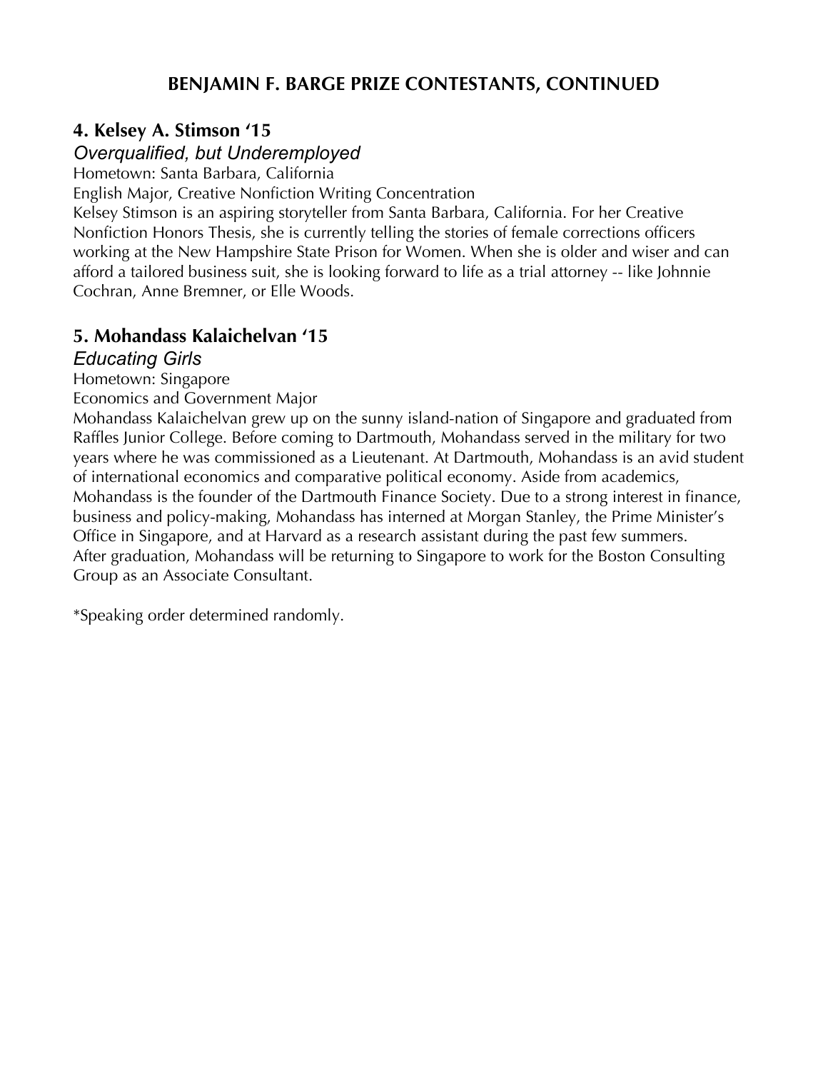## BENJAMIN F. BARGE PRIZE CONTESTANTS, CONTINUED

### 4. Kelsey A. Stimson '15

*Overqualified, but Underemployed*

Hometown: Santa Barbara, California

English Major, Creative Nonfiction Writing Concentration

Kelsey Stimson is an aspiring storyteller from Santa Barbara, California. For her Creative Nonfiction Honors Thesis, she is currently telling the stories of female corrections officers working at the New Hampshire State Prison for Women. When she is older and wiser and can afford a tailored business suit, she is looking forward to life as a trial attorney -- like Johnnie Cochran, Anne Bremner, or Elle Woods.

### 5. Mohandass Kalaichelvan '15

*Educating Girls*

Hometown: Singapore

Economics and Government Major

Mohandass Kalaichelvan grew up on the sunny island-nation of Singapore and graduated from Raffles Junior College. Before coming to Dartmouth, Mohandass served in the military for two years where he was commissioned as a Lieutenant. At Dartmouth, Mohandass is an avid student of international economics and comparative political economy. Aside from academics, Mohandass is the founder of the Dartmouth Finance Society. Due to a strong interest in finance, business and policy-making, Mohandass has interned at Morgan Stanley, the Prime Minister's Office in Singapore, and at Harvard as a research assistant during the past few summers. After graduation, Mohandass will be returning to Singapore to work for the Boston Consulting Group as an Associate Consultant.

*Speaking order determined randomly.